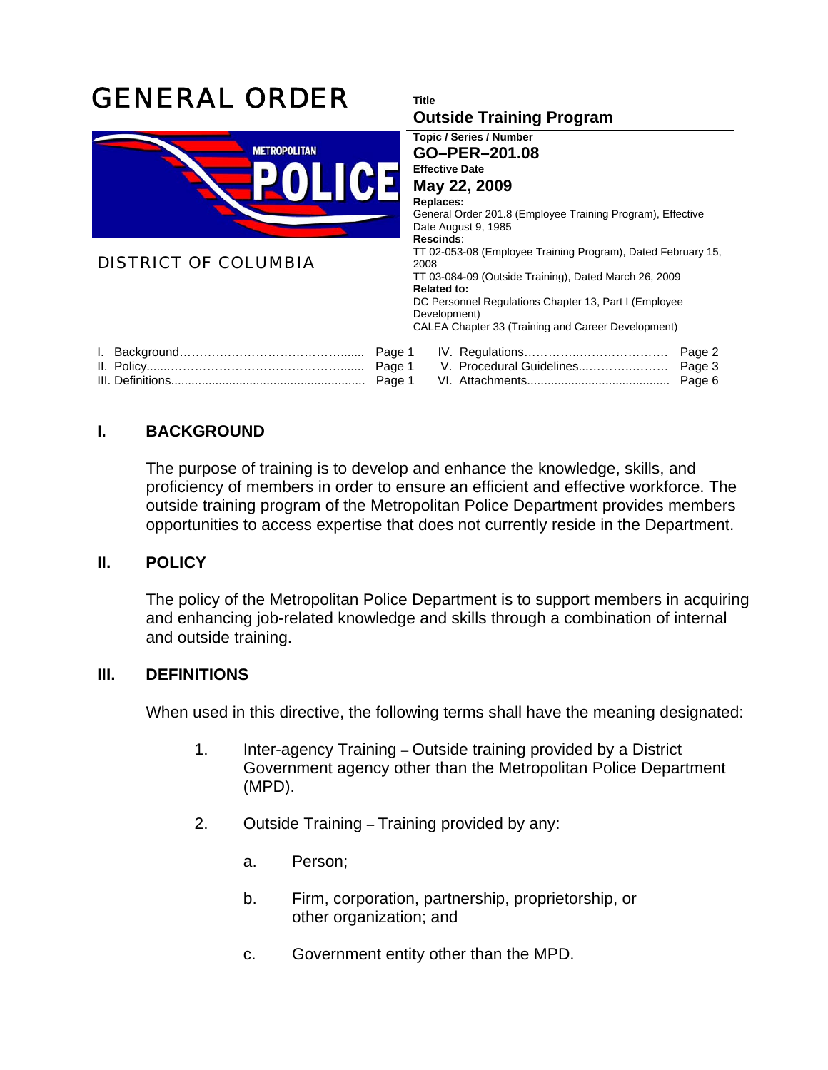# GENERAL ORDER

METROPOLITAN POLICE

DISTRICT OF COLUMBIA

| | |
|---|---|
| **Title** | **Outside Training Program** |
| **Topic / Series / Number** | **GO–PER–201.08** |
| **Effective Date** | **May 22, 2009** |
| **Replaces:** | General Order 201.8 (Employee Training Program), Effective Date August 9, 1985 |
| **Rescinds**: | TT 02-053-08 (Employee Training Program), Dated February 15, 2008<br>TT 03-084-09 (Outside Training), Dated March 26, 2009 |
| **Related to:** | DC Personnel Regulations Chapter 13, Part I (Employee Development)<br>CALEA Chapter 33 (Training and Career Development) |

| | | | |
|---|---|---|---|
| I. Background | Page 1 | IV. Regulations | Page 2 |
| II. Policy | Page 1 | V. Procedural Guidelines | Page 3 |
| III. Definitions | Page 1 | VI. Attachments | Page 6 |

## I. BACKGROUND

The purpose of training is to develop and enhance the knowledge, skills, and proficiency of members in order to ensure an efficient and effective workforce. The outside training program of the Metropolitan Police Department provides members opportunities to access expertise that does not currently reside in the Department.

## II. POLICY

The policy of the Metropolitan Police Department is to support members in acquiring and enhancing job-related knowledge and skills through a combination of internal and outside training.

## III. DEFINITIONS

When used in this directive, the following terms shall have the meaning designated:

1. Inter-agency Training – Outside training provided by a District Government agency other than the Metropolitan Police Department (MPD).

2. Outside Training – Training provided by any:

   a. Person;

   b. Firm, corporation, partnership, proprietorship, or other organization; and

   c. Government entity other than the MPD.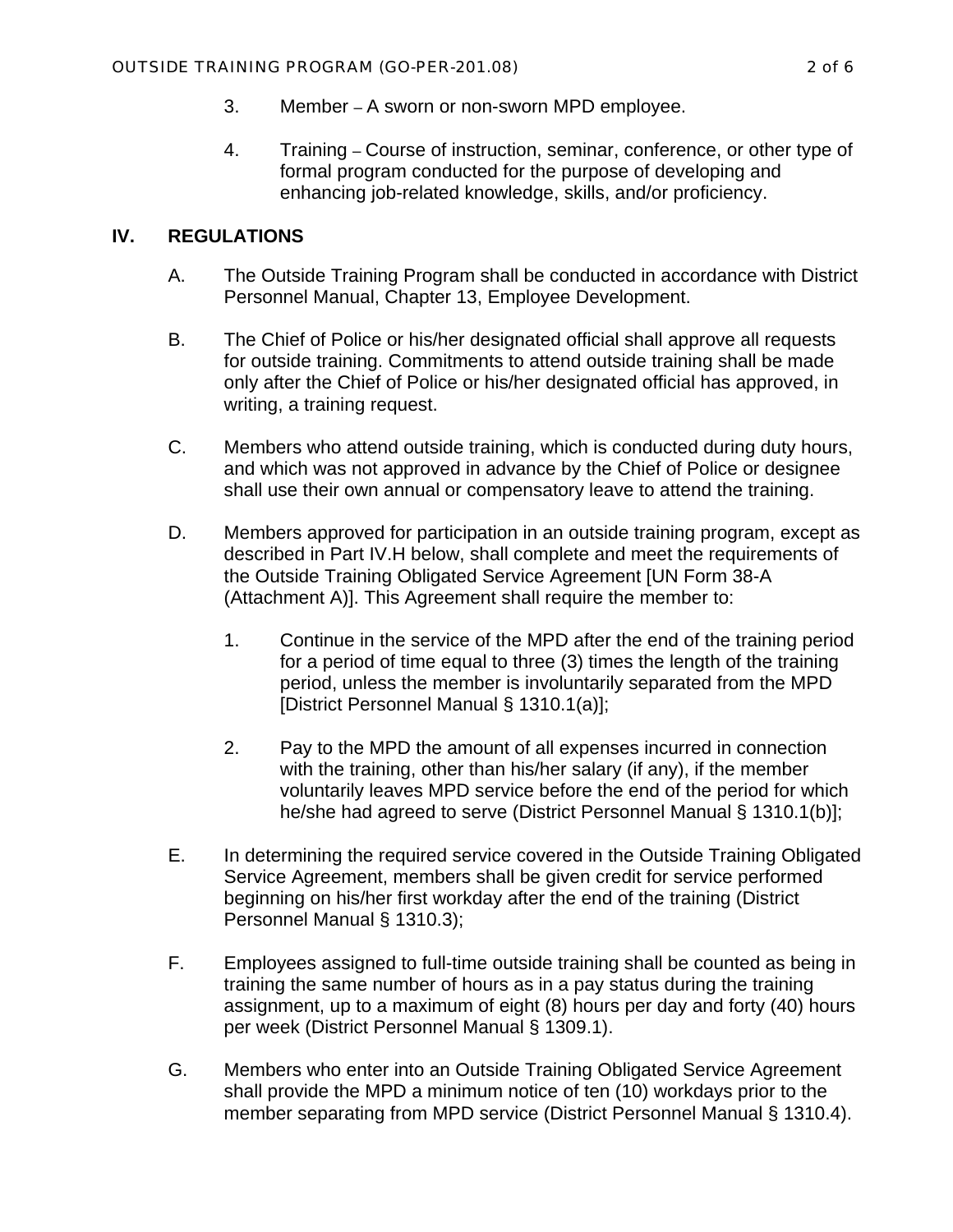3. Member – A sworn or non-sworn MPD employee.

4. Training – Course of instruction, seminar, conference, or other type of formal program conducted for the purpose of developing and enhancing job-related knowledge, skills, and/or proficiency.

## IV. REGULATIONS

A. The Outside Training Program shall be conducted in accordance with District Personnel Manual, Chapter 13, Employee Development.

B. The Chief of Police or his/her designated official shall approve all requests for outside training. Commitments to attend outside training shall be made only after the Chief of Police or his/her designated official has approved, in writing, a training request.

C. Members who attend outside training, which is conducted during duty hours, and which was not approved in advance by the Chief of Police or designee shall use their own annual or compensatory leave to attend the training.

D. Members approved for participation in an outside training program, except as described in Part IV.H below, shall complete and meet the requirements of the Outside Training Obligated Service Agreement [UN Form 38-A (Attachment A)]. This Agreement shall require the member to:

   1. Continue in the service of the MPD after the end of the training period for a period of time equal to three (3) times the length of the training period, unless the member is involuntarily separated from the MPD [District Personnel Manual § 1310.1(a)];

   2. Pay to the MPD the amount of all expenses incurred in connection with the training, other than his/her salary (if any), if the member voluntarily leaves MPD service before the end of the period for which he/she had agreed to serve (District Personnel Manual § 1310.1(b)];

E. In determining the required service covered in the Outside Training Obligated Service Agreement, members shall be given credit for service performed beginning on his/her first workday after the end of the training (District Personnel Manual § 1310.3);

F. Employees assigned to full-time outside training shall be counted as being in training the same number of hours as in a pay status during the training assignment, up to a maximum of eight (8) hours per day and forty (40) hours per week (District Personnel Manual § 1309.1).

G. Members who enter into an Outside Training Obligated Service Agreement shall provide the MPD a minimum notice of ten (10) workdays prior to the member separating from MPD service (District Personnel Manual § 1310.4).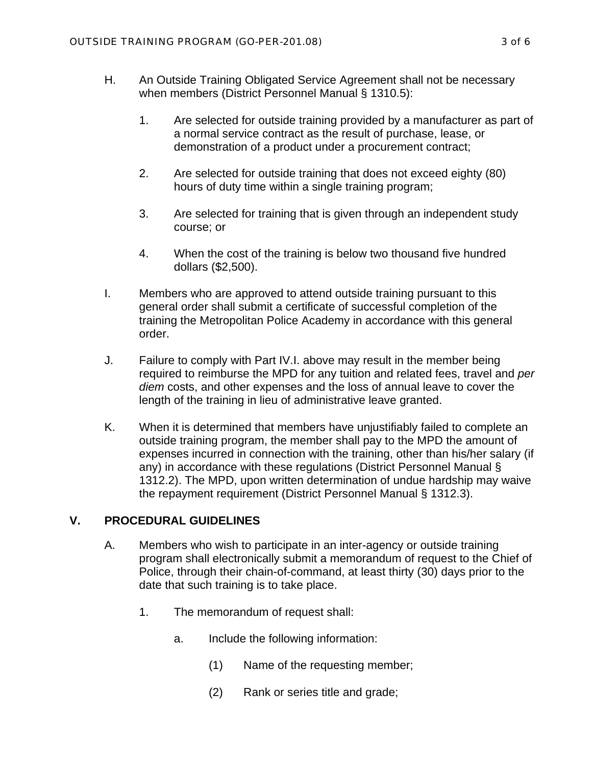H. An Outside Training Obligated Service Agreement shall not be necessary when members (District Personnel Manual § 1310.5):

   1. Are selected for outside training provided by a manufacturer as part of a normal service contract as the result of purchase, lease, or demonstration of a product under a procurement contract;

   2. Are selected for outside training that does not exceed eighty (80) hours of duty time within a single training program;

   3. Are selected for training that is given through an independent study course; or

   4. When the cost of the training is below two thousand five hundred dollars ($2,500).

I. Members who are approved to attend outside training pursuant to this general order shall submit a certificate of successful completion of the training the Metropolitan Police Academy in accordance with this general order.

J. Failure to comply with Part IV.I. above may result in the member being required to reimburse the MPD for any tuition and related fees, travel and *per diem* costs, and other expenses and the loss of annual leave to cover the length of the training in lieu of administrative leave granted.

K. When it is determined that members have unjustifiably failed to complete an outside training program, the member shall pay to the MPD the amount of expenses incurred in connection with the training, other than his/her salary (if any) in accordance with these regulations (District Personnel Manual § 1312.2). The MPD, upon written determination of undue hardship may waive the repayment requirement (District Personnel Manual § 1312.3).

## V. PROCEDURAL GUIDELINES

A. Members who wish to participate in an inter-agency or outside training program shall electronically submit a memorandum of request to the Chief of Police, through their chain-of-command, at least thirty (30) days prior to the date that such training is to take place.

   1. The memorandum of request shall:

      a. Include the following information:

         (1) Name of the requesting member;

         (2) Rank or series title and grade;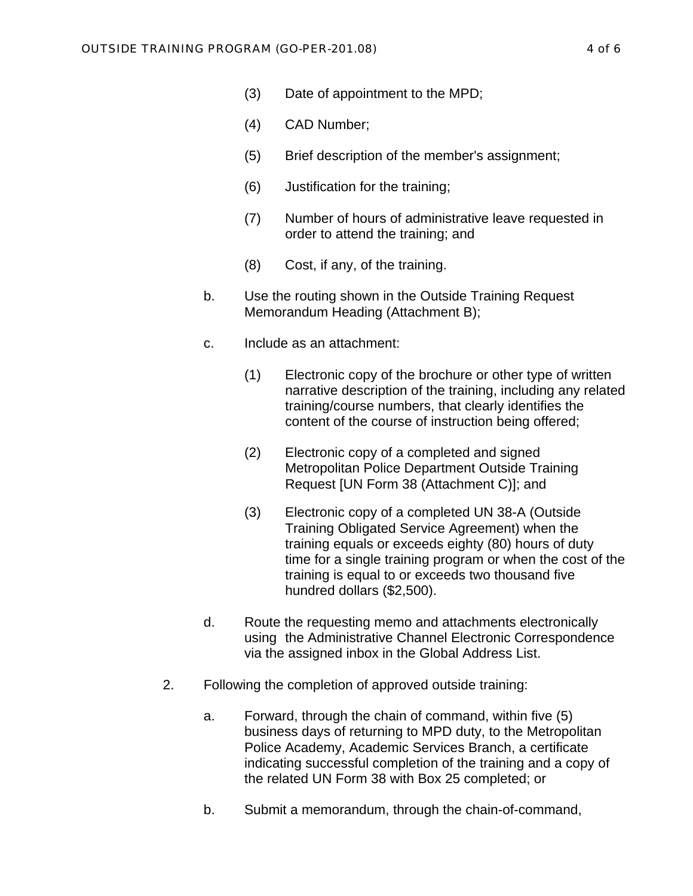(3) Date of appointment to the MPD;

(4) CAD Number;

(5) Brief description of the member's assignment;

(6) Justification for the training;

(7) Number of hours of administrative leave requested in order to attend the training; and

(8) Cost, if any, of the training.

b. Use the routing shown in the Outside Training Request Memorandum Heading (Attachment B);

c. Include as an attachment:

(1) Electronic copy of the brochure or other type of written narrative description of the training, including any related training/course numbers, that clearly identifies the content of the course of instruction being offered;

(2) Electronic copy of a completed and signed Metropolitan Police Department Outside Training Request [UN Form 38 (Attachment C)]; and

(3) Electronic copy of a completed UN 38-A (Outside Training Obligated Service Agreement) when the training equals or exceeds eighty (80) hours of duty time for a single training program or when the cost of the training is equal to or exceeds two thousand five hundred dollars ($2,500).

d. Route the requesting memo and attachments electronically using the Administrative Channel Electronic Correspondence via the assigned inbox in the Global Address List.

2. Following the completion of approved outside training:

a. Forward, through the chain of command, within five (5) business days of returning to MPD duty, to the Metropolitan Police Academy, Academic Services Branch, a certificate indicating successful completion of the training and a copy of the related UN Form 38 with Box 25 completed; or

b. Submit a memorandum, through the chain-of-command,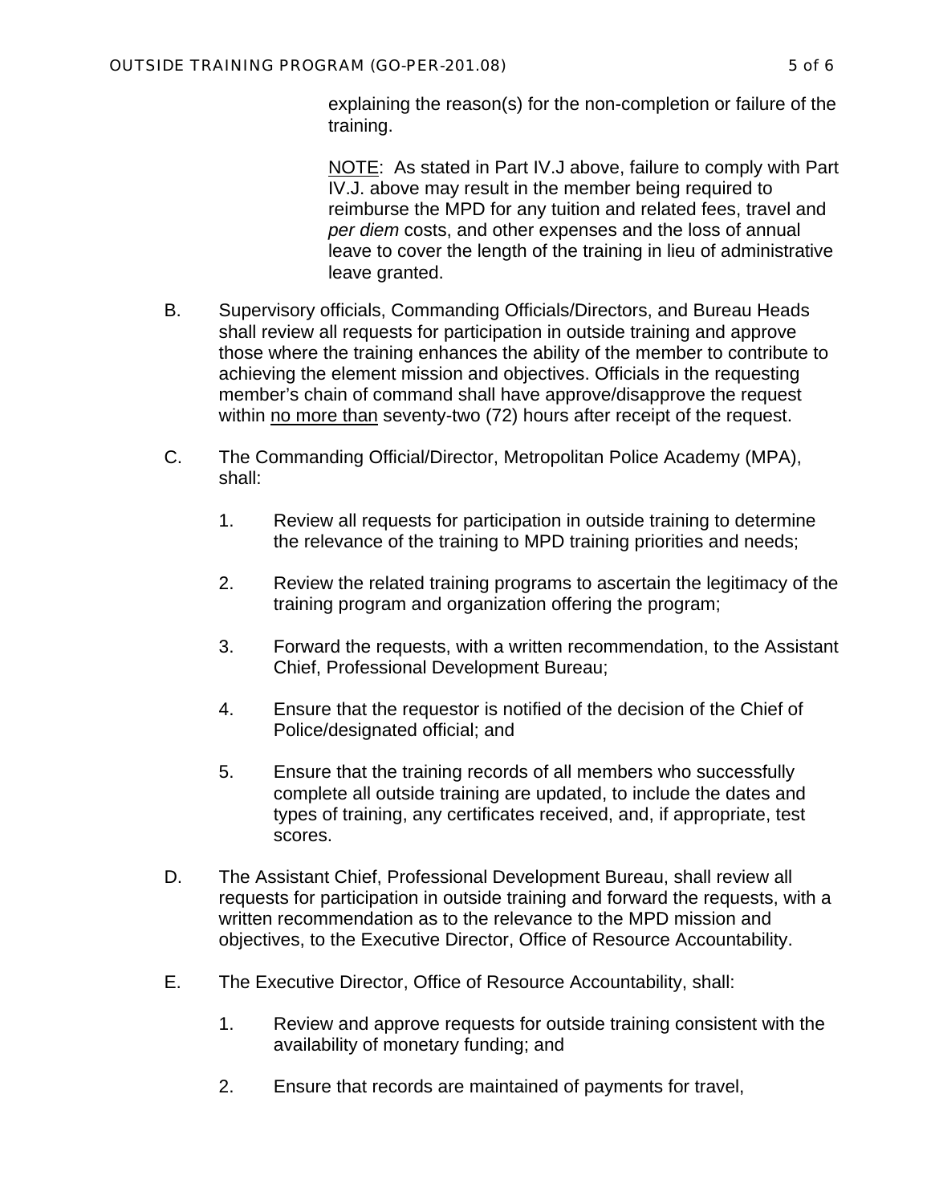explaining the reason(s) for the non-completion or failure of the training.

NOTE: As stated in Part IV.J above, failure to comply with Part IV.J. above may result in the member being required to reimburse the MPD for any tuition and related fees, travel and *per diem* costs, and other expenses and the loss of annual leave to cover the length of the training in lieu of administrative leave granted.

B. Supervisory officials, Commanding Officials/Directors, and Bureau Heads shall review all requests for participation in outside training and approve those where the training enhances the ability of the member to contribute to achieving the element mission and objectives. Officials in the requesting member's chain of command shall have approve/disapprove the request within no more than seventy-two (72) hours after receipt of the request.

C. The Commanding Official/Director, Metropolitan Police Academy (MPA), shall:

1. Review all requests for participation in outside training to determine the relevance of the training to MPD training priorities and needs;

2. Review the related training programs to ascertain the legitimacy of the training program and organization offering the program;

3. Forward the requests, with a written recommendation, to the Assistant Chief, Professional Development Bureau;

4. Ensure that the requestor is notified of the decision of the Chief of Police/designated official; and

5. Ensure that the training records of all members who successfully complete all outside training are updated, to include the dates and types of training, any certificates received, and, if appropriate, test scores.

D. The Assistant Chief, Professional Development Bureau, shall review all requests for participation in outside training and forward the requests, with a written recommendation as to the relevance to the MPD mission and objectives, to the Executive Director, Office of Resource Accountability.

E. The Executive Director, Office of Resource Accountability, shall:

1. Review and approve requests for outside training consistent with the availability of monetary funding; and

2. Ensure that records are maintained of payments for travel,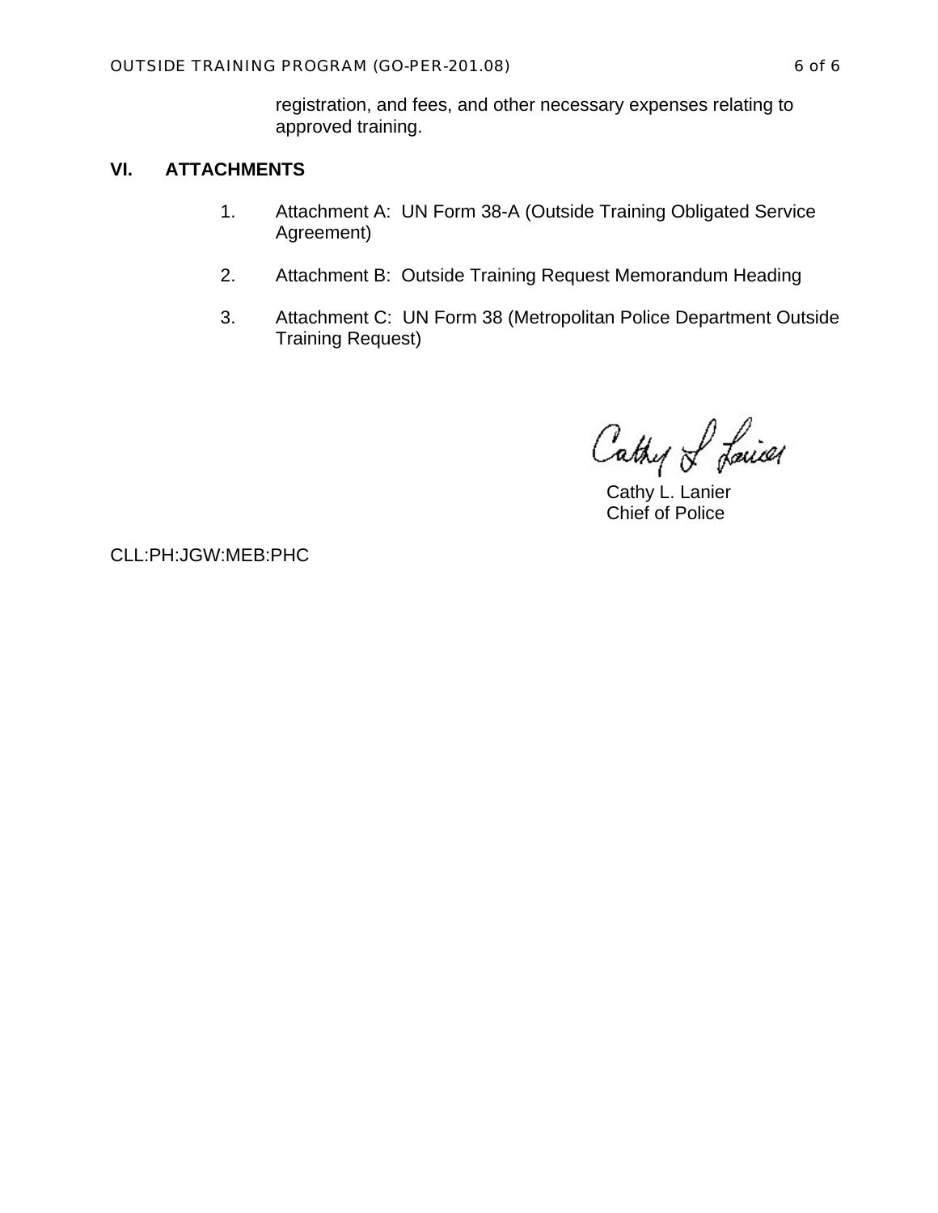registration, and fees, and other necessary expenses relating to approved training.

## VI. ATTACHMENTS

1. Attachment A: UN Form 38-A (Outside Training Obligated Service Agreement)

2. Attachment B: Outside Training Request Memorandum Heading

3. Attachment C: UN Form 38 (Metropolitan Police Department Outside Training Request)

Cathy L. Lanier
Chief of Police

CLL:PH:JGW:MEB:PHC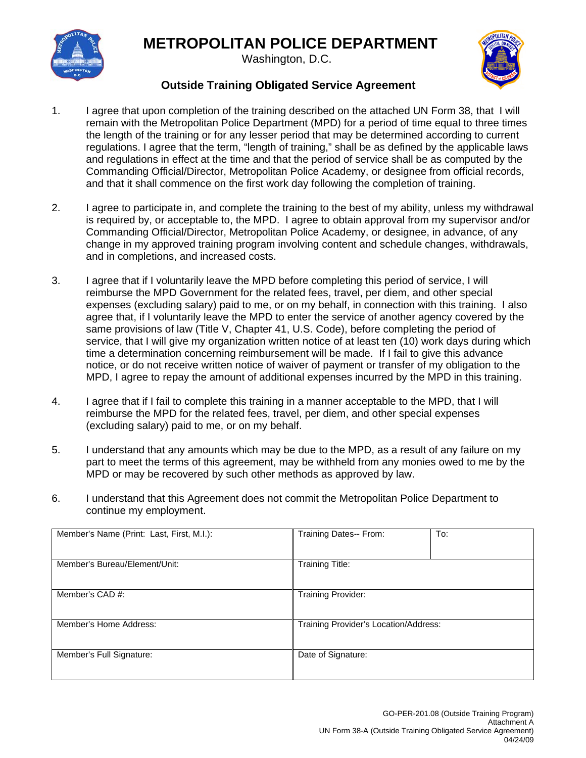# METROPOLITAN POLICE DEPARTMENT

Washington, D.C.

## Outside Training Obligated Service Agreement

1. I agree that upon completion of the training described on the attached UN Form 38, that I will remain with the Metropolitan Police Department (MPD) for a period of time equal to three times the length of the training or for any lesser period that may be determined according to current regulations. I agree that the term, "length of training," shall be as defined by the applicable laws and regulations in effect at the time and that the period of service shall be as computed by the Commanding Official/Director, Metropolitan Police Academy, or designee from official records, and that it shall commence on the first work day following the completion of training.

2. I agree to participate in, and complete the training to the best of my ability, unless my withdrawal is required by, or acceptable to, the MPD. I agree to obtain approval from my supervisor and/or Commanding Official/Director, Metropolitan Police Academy, or designee, in advance, of any change in my approved training program involving content and schedule changes, withdrawals, and in completions, and increased costs.

3. I agree that if I voluntarily leave the MPD before completing this period of service, I will reimburse the MPD Government for the related fees, travel, per diem, and other special expenses (excluding salary) paid to me, or on my behalf, in connection with this training. I also agree that, if I voluntarily leave the MPD to enter the service of another agency covered by the same provisions of law (Title V, Chapter 41, U.S. Code), before completing the period of service, that I will give my organization written notice of at least ten (10) work days during which time a determination concerning reimbursement will be made. If I fail to give this advance notice, or do not receive written notice of waiver of payment or transfer of my obligation to the MPD, I agree to repay the amount of additional expenses incurred by the MPD in this training.

4. I agree that if I fail to complete this training in a manner acceptable to the MPD, that I will reimburse the MPD for the related fees, travel, per diem, and other special expenses (excluding salary) paid to me, or on my behalf.

5. I understand that any amounts which may be due to the MPD, as a result of any failure on my part to meet the terms of this agreement, may be withheld from any monies owed to me by the MPD or may be recovered by such other methods as approved by law.

6. I understand that this Agreement does not commit the Metropolitan Police Department to continue my employment.

| Member's Name (Print: Last, First, M.I.): | Training Dates-- From: | To: |
|---|---|---|
| Member's Bureau/Element/Unit: | Training Title: | |
| Member's CAD #: | Training Provider: | |
| Member's Home Address: | Training Provider's Location/Address: | |
| Member's Full Signature: | Date of Signature: | |

GO-PER-201.08 (Outside Training Program)
Attachment A
UN Form 38-A (Outside Training Obligated Service Agreement)
04/24/09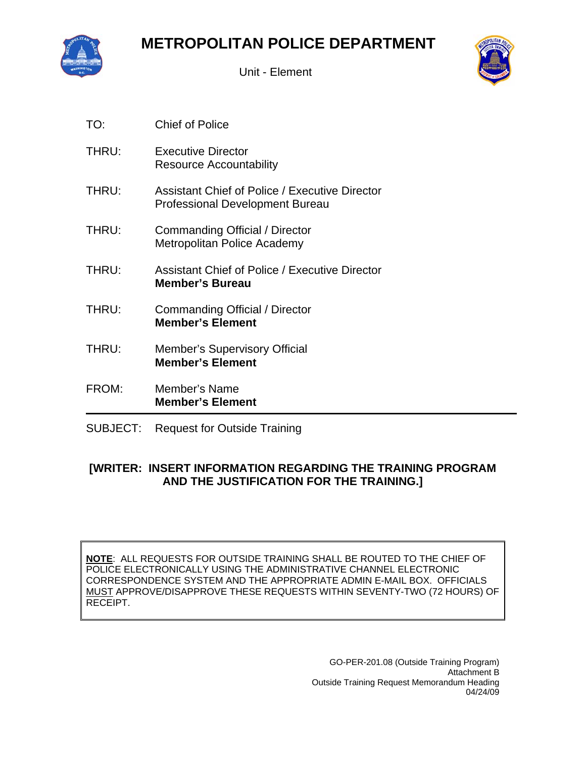# METROPOLITAN POLICE DEPARTMENT

Unit - Element

TO: Chief of Police

THRU: Executive Director
Resource Accountability

THRU: Assistant Chief of Police / Executive Director
Professional Development Bureau

THRU: Commanding Official / Director
Metropolitan Police Academy

THRU: Assistant Chief of Police / Executive Director
**Member's Bureau**

THRU: Commanding Official / Director
**Member's Element**

THRU: Member's Supervisory Official
**Member's Element**

FROM: Member's Name
**Member's Element**

---

SUBJECT: Request for Outside Training

**[WRITER: INSERT INFORMATION REGARDING THE TRAINING PROGRAM AND THE JUSTIFICATION FOR THE TRAINING.]**

> **NOTE**: ALL REQUESTS FOR OUTSIDE TRAINING SHALL BE ROUTED TO THE CHIEF OF POLICE ELECTRONICALLY USING THE ADMINISTRATIVE CHANNEL ELECTRONIC CORRESPONDENCE SYSTEM AND THE APPROPRIATE ADMIN E-MAIL BOX. OFFICIALS MUST APPROVE/DISAPPROVE THESE REQUESTS WITHIN SEVENTY-TWO (72 HOURS) OF RECEIPT.

GO-PER-201.08 (Outside Training Program)
Attachment B
Outside Training Request Memorandum Heading
04/24/09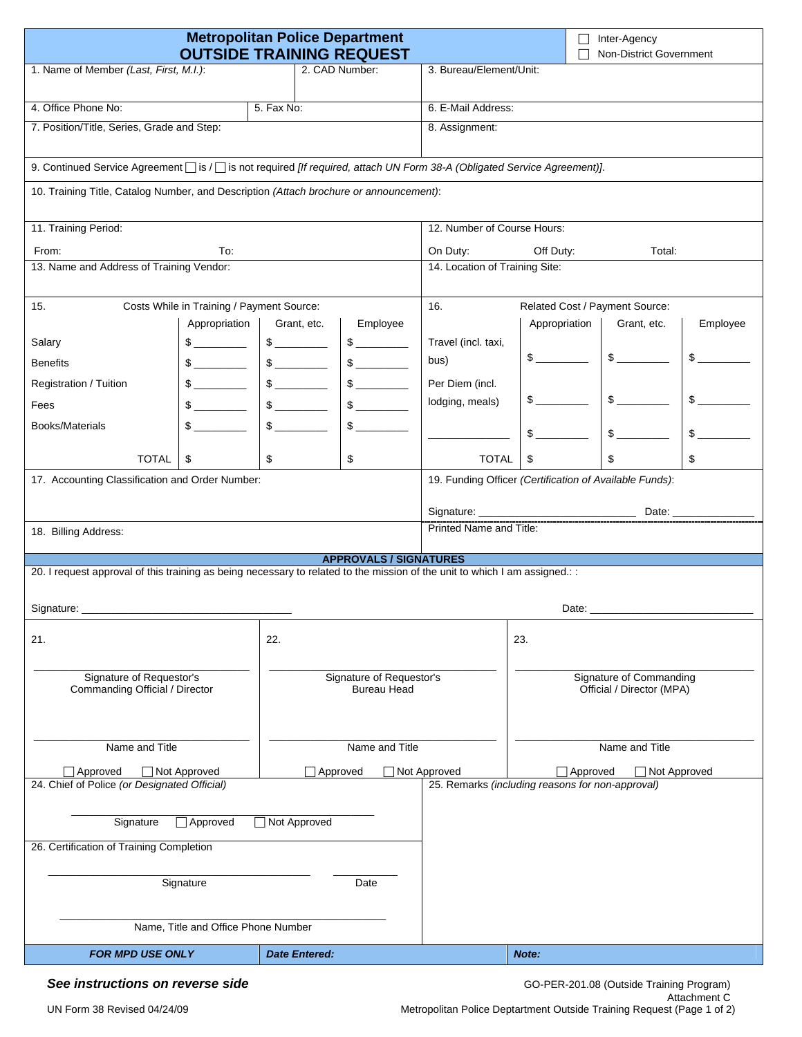# Metropolitan Police Department
## OUTSIDE TRAINING REQUEST

☐ Inter-Agency
☐ Non-District Government

1. Name of Member *(Last, First, M.I.)*:

2. CAD Number:

3. Bureau/Element/Unit:

4. Office Phone No:

5. Fax No:

6. E-Mail Address:

7. Position/Title, Series, Grade and Step:

8. Assignment:

9. Continued Service Agreement ☐ is / ☐ is not required *[If required, attach UN Form 38-A (Obligated Service Agreement)].*

10. Training Title, Catalog Number, and Description *(Attach brochure or announcement)*:

11. Training Period:

From: To:

12. Number of Course Hours:

On Duty: Off Duty: Total:

13. Name and Address of Training Vendor:

14. Location of Training Site:

15. Costs While in Training / Payment Source:

| | Appropriation | Grant, etc. | Employee |
|---|---|---|---|
| Salary | $ ________ | $ ________ | $ ________ |
| Benefits | $ ________ | $ ________ | $ ________ |
| Registration / Tuition | $ ________ | $ ________ | $ ________ |
| Fees | $ ________ | $ ________ | $ ________ |
| Books/Materials | $ ________ | $ ________ | $ ________ |
| TOTAL | $ | $ | $ |

16. Related Cost / Payment Source:

| | Appropriation | Grant, etc. | Employee |
|---|---|---|---|
| Travel (incl. taxi, bus) | $ ________ | $ ________ | $ ________ |
| Per Diem (incl. lodging, meals) | $ ________ | $ ________ | $ ________ |
| ____________ | $ ________ | $ ________ | $ ________ |
| TOTAL | $ | $ | $ |

17. Accounting Classification and Order Number:

18. Billing Address:

19. Funding Officer *(Certification of Available Funds)*:

Signature: ________________________ Date: ______________

Printed Name and Title:

## APPROVALS / SIGNATURES

20. I request approval of this training as being necessary to related to the mission of the unit to which I am assigned.: :

Signature: ________________________________ Date: ________________________

| 21. | 22. | 23. |
|---|---|---|
| Signature of Requestor's Commanding Official / Director | Signature of Requestor's Bureau Head | Signature of Commanding Official / Director (MPA) |
| Name and Title | Name and Title | Name and Title |
| ☐ Approved ☐ Not Approved | ☐ Approved ☐ Not Approved | ☐ Approved ☐ Not Approved |

24. Chief of Police *(or Designated Official)*

Signature ☐ Approved ☐ Not Approved

25. Remarks *(including reasons for non-approval)*

26. Certification of Training Completion

Signature Date

Name, Title and Office Phone Number

| ***FOR MPD USE ONLY*** | ***Date Entered:*** | ***Note:*** |
|---|---|---|

***See instructions on reverse side***

UN Form 38 Revised 04/24/09

GO-PER-201.08 (Outside Training Program)
Attachment C
Metropolitan Police Deptartment Outside Training Request (Page 1 of 2)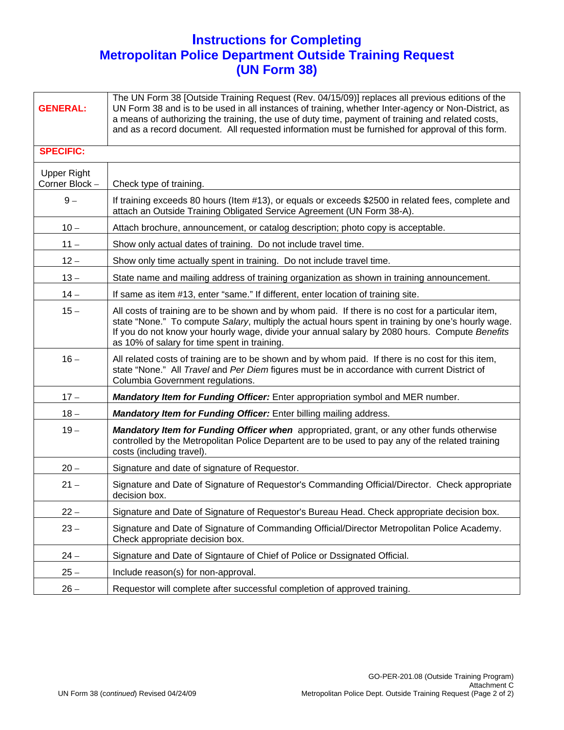# Instructions for Completing Metropolitan Police Department Outside Training Request (UN Form 38)

| | |
|---|---|
| **GENERAL:** | The UN Form 38 [Outside Training Request (Rev. 04/15/09)] replaces all previous editions of the UN Form 38 and is to be used in all instances of training, whether Inter-agency or Non-District, as a means of authorizing the training, the use of duty time, payment of training and related costs, and as a record document. All requested information must be furnished for approval of this form. |
| **SPECIFIC:** | |
| Upper Right Corner Block – | Check type of training. |
| 9 – | If training exceeds 80 hours (Item #13), or equals or exceeds $2500 in related fees, complete and attach an Outside Training Obligated Service Agreement (UN Form 38-A). |
| 10 – | Attach brochure, announcement, or catalog description; photo copy is acceptable. |
| 11 – | Show only actual dates of training. Do not include travel time. |
| 12 – | Show only time actually spent in training. Do not include travel time. |
| 13 – | State name and mailing address of training organization as shown in training announcement. |
| 14 – | If same as item #13, enter "same." If different, enter location of training site. |
| 15 – | All costs of training are to be shown and by whom paid. If there is no cost for a particular item, state "None." To compute *Salary*, multiply the actual hours spent in training by one's hourly wage. If you do not know your hourly wage, divide your annual salary by 2080 hours. Compute *Benefits* as 10% of salary for time spent in training. |
| 16 – | All related costs of training are to be shown and by whom paid. If there is no cost for this item, state "None." All *Travel* and *Per Diem* figures must be in accordance with current District of Columbia Government regulations. |
| 17 – | ***Mandatory Item for Funding Officer:*** Enter appropriation symbol and MER number. |
| 18 – | ***Mandatory Item for Funding Officer:*** Enter billing mailing address. |
| 19 – | ***Mandatory Item for Funding Officer when*** appropriated, grant, or any other funds otherwise controlled by the Metropolitan Police Departent are to be used to pay any of the related training costs (including travel). |
| 20 – | Signature and date of signature of Requestor. |
| 21 – | Signature and Date of Signature of Requestor's Commanding Official/Director. Check appropriate decision box. |
| 22 – | Signature and Date of Signature of Requestor's Bureau Head. Check appropriate decision box. |
| 23 – | Signature and Date of Signature of Commanding Official/Director Metropolitan Police Academy. Check appropriate decision box. |
| 24 – | Signature and Date of Signtaure of Chief of Police or Dssignated Official. |
| 25 – | Include reason(s) for non-approval. |
| 26 – | Requestor will complete after successful completion of approved training. |

UN Form 38 (*continued*) Revised 04/24/09

GO-PER-201.08 (Outside Training Program)
Attachment C
Metropolitan Police Dept. Outside Training Request (Page 2 of 2)